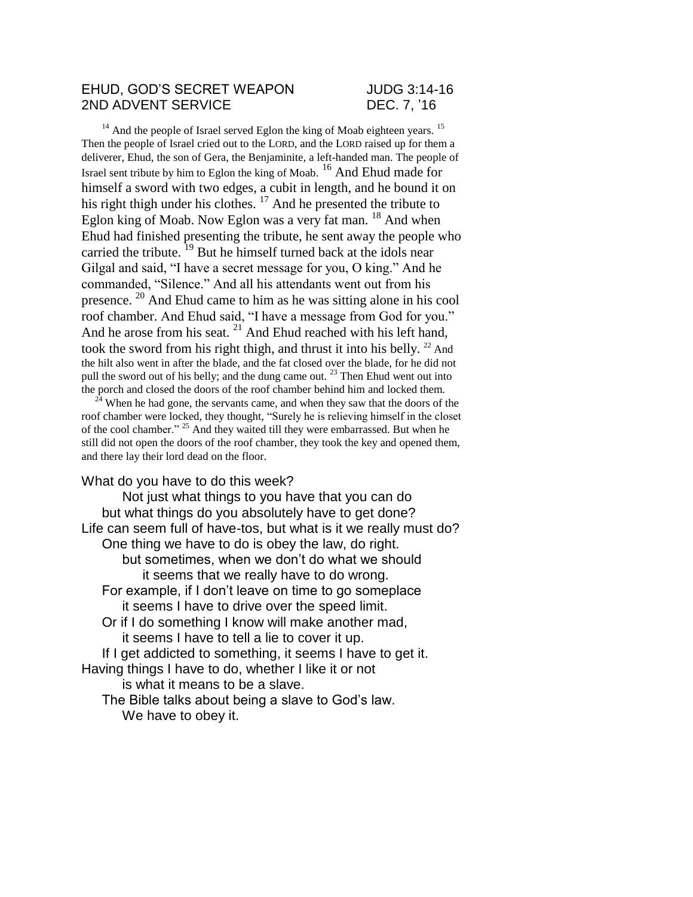EHUD, GOD'S SECRET WEAPON JUDG 3:14-16
2ND ADVENT SERVICE DEC. 7, '16

[14] And the people of Israel served Eglon the king of Moab eighteen years. [15] Then the people of Israel cried out to the LORD, and the LORD raised up for them a deliverer, Ehud, the son of Gera, the Benjaminite, a left-handed man. The people of Israel sent tribute by him to Eglon the king of Moab. [16] And Ehud made for himself a sword with two edges, a cubit in length, and he bound it on his right thigh under his clothes. [17] And he presented the tribute to Eglon king of Moab. Now Eglon was a very fat man. [18] And when Ehud had finished presenting the tribute, he sent away the people who carried the tribute. [19] But he himself turned back at the idols near Gilgal and said, "I have a secret message for you, O king." And he commanded, "Silence." And all his attendants went out from his presence. [20] And Ehud came to him as he was sitting alone in his cool roof chamber. And Ehud said, "I have a message from God for you." And he arose from his seat. [21] And Ehud reached with his left hand, took the sword from his right thigh, and thrust it into his belly. [22] And the hilt also went in after the blade, and the fat closed over the blade, for he did not pull the sword out of his belly; and the dung came out. [23] Then Ehud went out into the porch and closed the doors of the roof chamber behind him and locked them.

[24] When he had gone, the servants came, and when they saw that the doors of the roof chamber were locked, they thought, "Surely he is relieving himself in the closet of the cool chamber." [25] And they waited till they were embarrassed. But when he still did not open the doors of the roof chamber, they took the key and opened them, and there lay their lord dead on the floor.

What do you have to do this week?
Not just what things to you have that you can do
but what things do you absolutely have to get done?
Life can seem full of have-tos, but what is it we really must do?
One thing we have to do is obey the law, do right.
but sometimes, when we don't do what we should
it seems that we really have to do wrong.
For example, if I don't leave on time to go someplace
it seems I have to drive over the speed limit.
Or if I do something I know will make another mad,
it seems I have to tell a lie to cover it up.
If I get addicted to something, it seems I have to get it.
Having things I have to do, whether I like it or not
is what it means to be a slave.
The Bible talks about being a slave to God's law.
We have to obey it.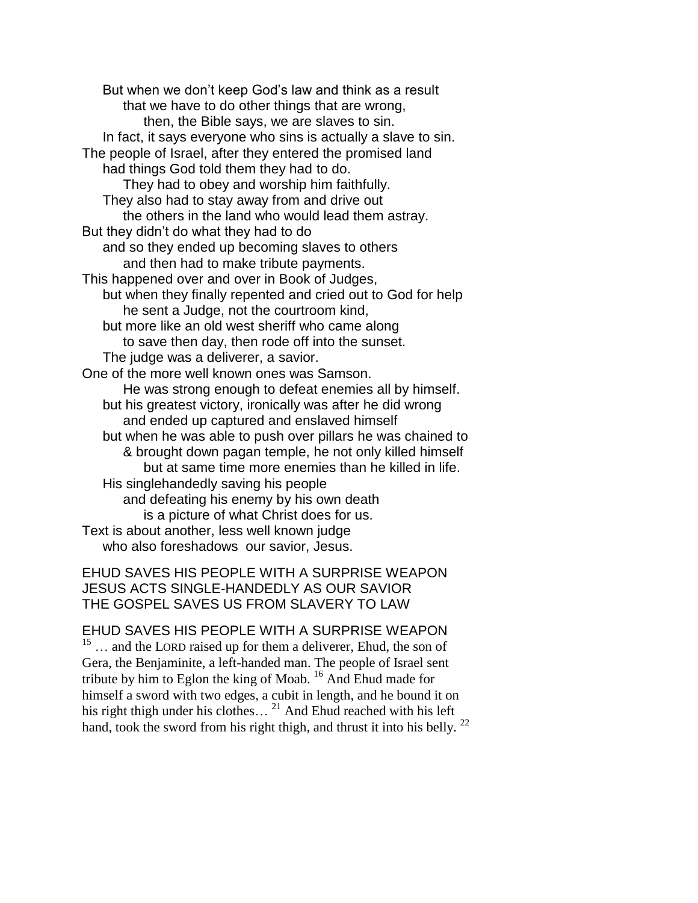But when we don't keep God's law and think as a result
that we have to do other things that are wrong,
then, the Bible says, we are slaves to sin.
In fact, it says everyone who sins is actually a slave to sin.
The people of Israel, after they entered the promised land
had things God told them they had to do.
They had to obey and worship him faithfully.
They also had to stay away from and drive out
the others in the land who would lead them astray.
But they didn't do what they had to do
and so they ended up becoming slaves to others
and then had to make tribute payments.
This happened over and over in Book of Judges,
but when they finally repented and cried out to God for help
he sent a Judge, not the courtroom kind,
but more like an old west sheriff who came along
to save then day, then rode off into the sunset.
The judge was a deliverer, a savior.
One of the more well known ones was Samson.
He was strong enough to defeat enemies all by himself.
but his greatest victory, ironically was after he did wrong
and ended up captured and enslaved himself
but when he was able to push over pillars he was chained to
& brought down pagan temple, he not only killed himself
but at same time more enemies than he killed in life.
His singlehandedly saving his people
and defeating his enemy by his own death
is a picture of what Christ does for us.
Text is about another, less well known judge
who also foreshadows our savior, Jesus.

EHUD SAVES HIS PEOPLE WITH A SURPRISE WEAPON
JESUS ACTS SINGLE-HANDEDLY AS OUR SAVIOR
THE GOSPEL SAVES US FROM SLAVERY TO LAW

## EHUD SAVES HIS PEOPLE WITH A SURPRISE WEAPON

[15] … and the LORD raised up for them a deliverer, Ehud, the son of Gera, the Benjaminite, a left-handed man. The people of Israel sent tribute by him to Eglon the king of Moab. [16] And Ehud made for himself a sword with two edges, a cubit in length, and he bound it on his right thigh under his clothes… [21] And Ehud reached with his left hand, took the sword from his right thigh, and thrust it into his belly. [22]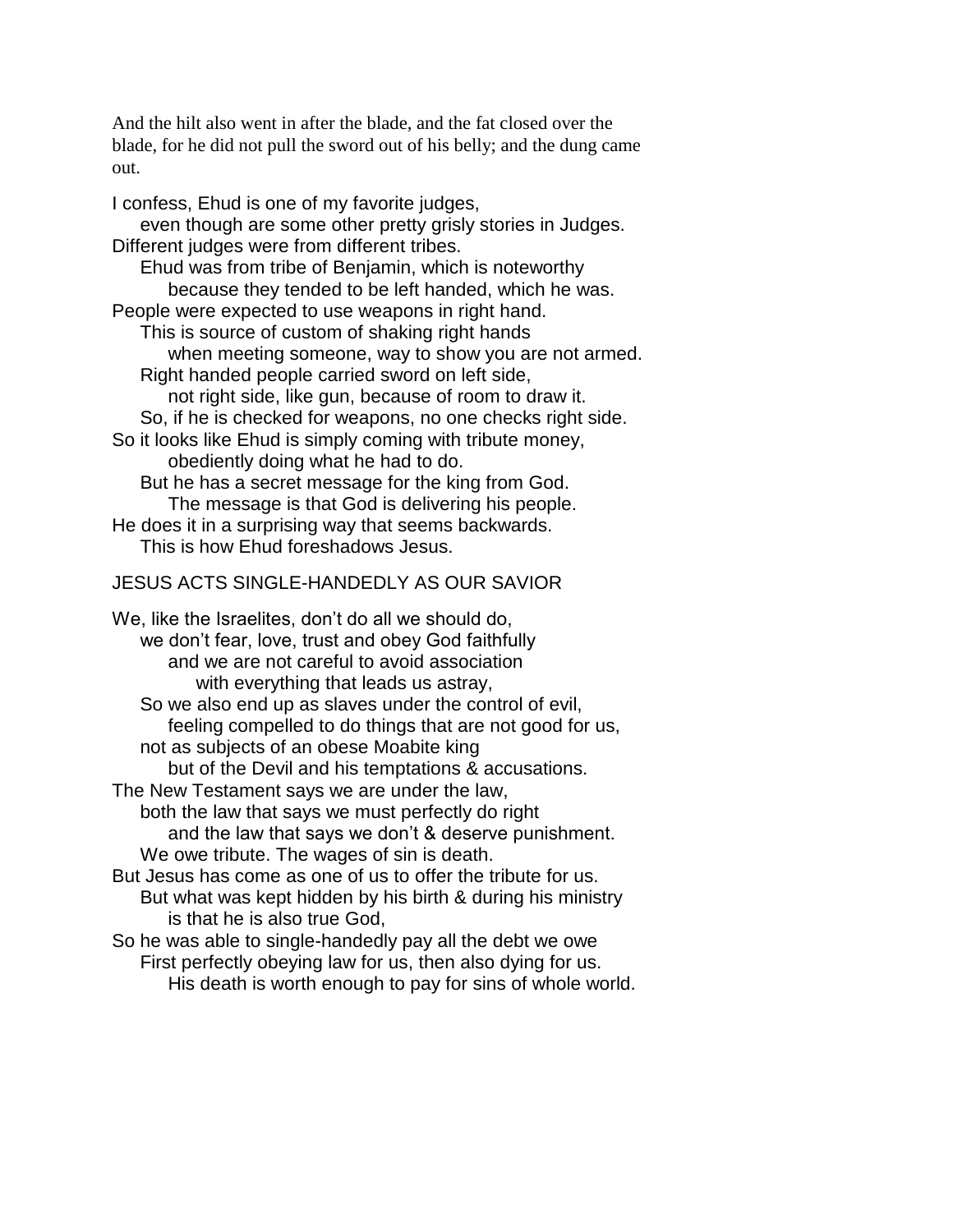And the hilt also went in after the blade, and the fat closed over the blade, for he did not pull the sword out of his belly; and the dung came out.

I confess, Ehud is one of my favorite judges,
even though are some other pretty grisly stories in Judges.
Different judges were from different tribes.
Ehud was from tribe of Benjamin, which is noteworthy
because they tended to be left handed, which he was.
People were expected to use weapons in right hand.
This is source of custom of shaking right hands
when meeting someone, way to show you are not armed.
Right handed people carried sword on left side,
not right side, like gun, because of room to draw it.
So, if he is checked for weapons, no one checks right side.
So it looks like Ehud is simply coming with tribute money,
obediently doing what he had to do.
But he has a secret message for the king from God.
The message is that God is delivering his people.
He does it in a surprising way that seems backwards.
This is how Ehud foreshadows Jesus.

JESUS ACTS SINGLE-HANDEDLY AS OUR SAVIOR

We, like the Israelites, don't do all we should do,
we don't fear, love, trust and obey God faithfully
and we are not careful to avoid association
with everything that leads us astray,
So we also end up as slaves under the control of evil,
feeling compelled to do things that are not good for us,
not as subjects of an obese Moabite king
but of the Devil and his temptations & accusations.
The New Testament says we are under the law,
both the law that says we must perfectly do right
and the law that says we don't & deserve punishment.
We owe tribute. The wages of sin is death.
But Jesus has come as one of us to offer the tribute for us.
But what was kept hidden by his birth & during his ministry
is that he is also true God,
So he was able to single-handedly pay all the debt we owe
First perfectly obeying law for us, then also dying for us.
His death is worth enough to pay for sins of whole world.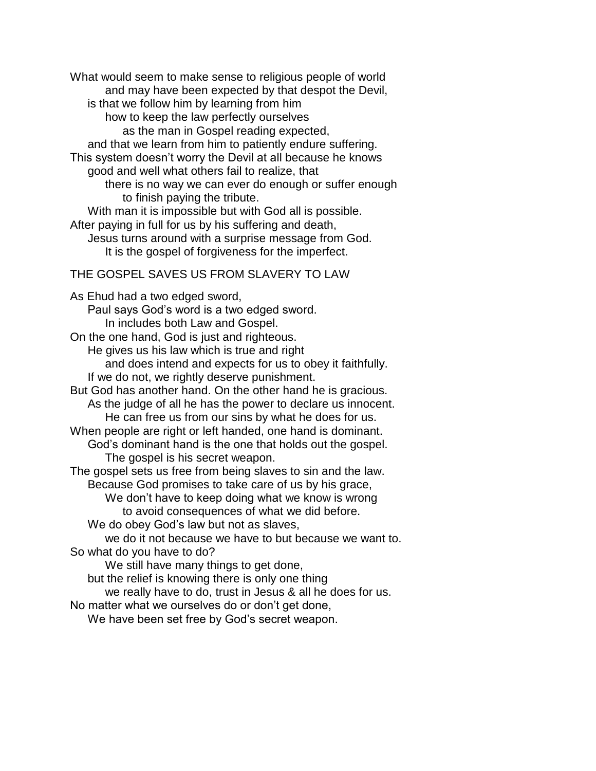What would seem to make sense to religious people of world
and may have been expected by that despot the Devil,
is that we follow him by learning from him
how to keep the law perfectly ourselves
as the man in Gospel reading expected,
and that we learn from him to patiently endure suffering.
This system doesn't worry the Devil at all because he knows
good and well what others fail to realize, that
there is no way we can ever do enough or suffer enough
to finish paying the tribute.
With man it is impossible but with God all is possible.
After paying in full for us by his suffering and death,
Jesus turns around with a surprise message from God.
It is the gospel of forgiveness for the imperfect.

## THE GOSPEL SAVES US FROM SLAVERY TO LAW

As Ehud had a two edged sword,
Paul says God's word is a two edged sword.
In includes both Law and Gospel.
On the one hand, God is just and righteous.
He gives us his law which is true and right
and does intend and expects for us to obey it faithfully.
If we do not, we rightly deserve punishment.
But God has another hand. On the other hand he is gracious.
As the judge of all he has the power to declare us innocent.
He can free us from our sins by what he does for us.
When people are right or left handed, one hand is dominant.
God's dominant hand is the one that holds out the gospel.
The gospel is his secret weapon.
The gospel sets us free from being slaves to sin and the law.
Because God promises to take care of us by his grace,
We don't have to keep doing what we know is wrong
to avoid consequences of what we did before.
We do obey God's law but not as slaves,
we do it not because we have to but because we want to.
So what do you have to do?
We still have many things to get done,
but the relief is knowing there is only one thing
we really have to do, trust in Jesus & all he does for us.
No matter what we ourselves do or don't get done,
We have been set free by God's secret weapon.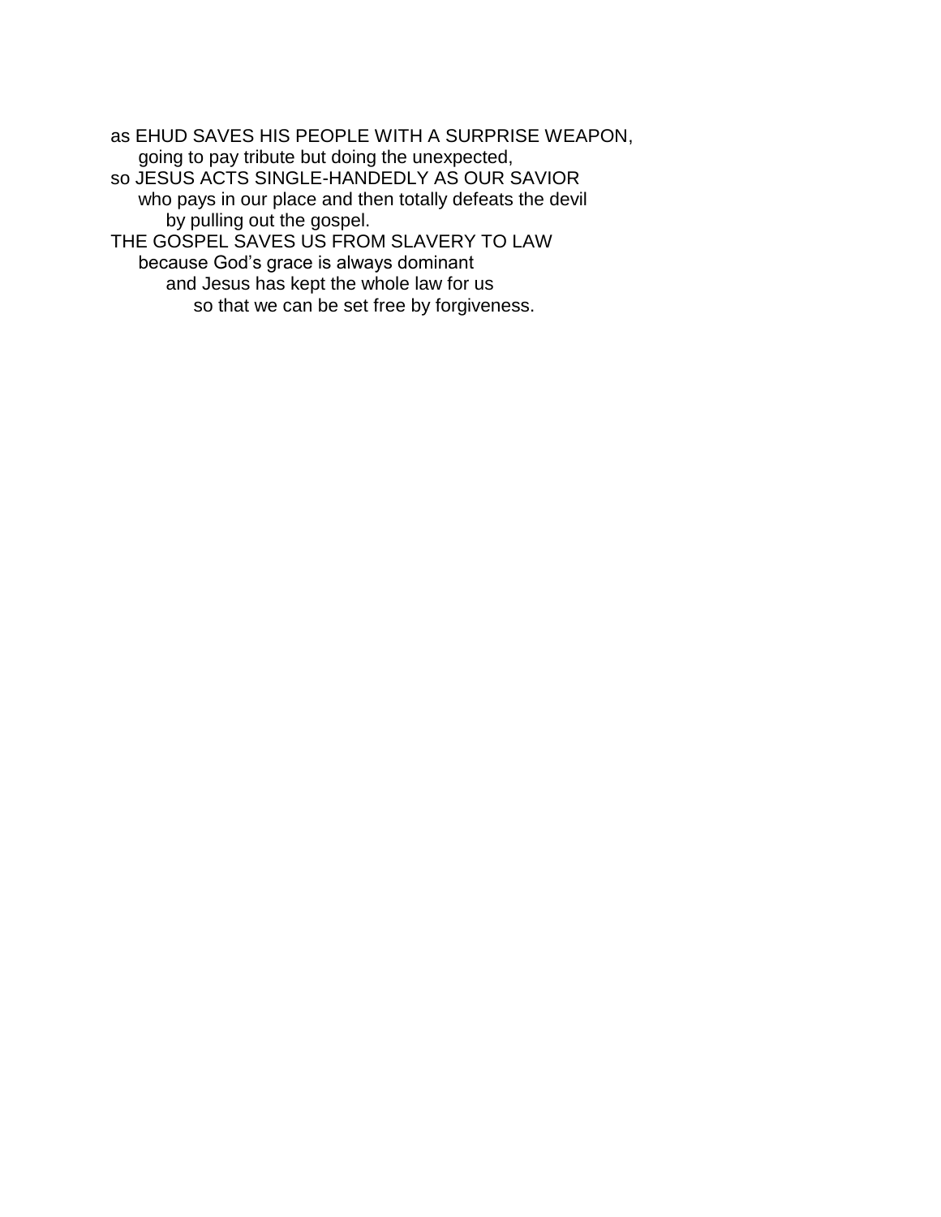as EHUD SAVES HIS PEOPLE WITH A SURPRISE WEAPON,
going to pay tribute but doing the unexpected,
so JESUS ACTS SINGLE-HANDEDLY AS OUR SAVIOR
who pays in our place and then totally defeats the devil
by pulling out the gospel.

THE GOSPEL SAVES US FROM SLAVERY TO LAW
because God's grace is always dominant
and Jesus has kept the whole law for us
so that we can be set free by forgiveness.